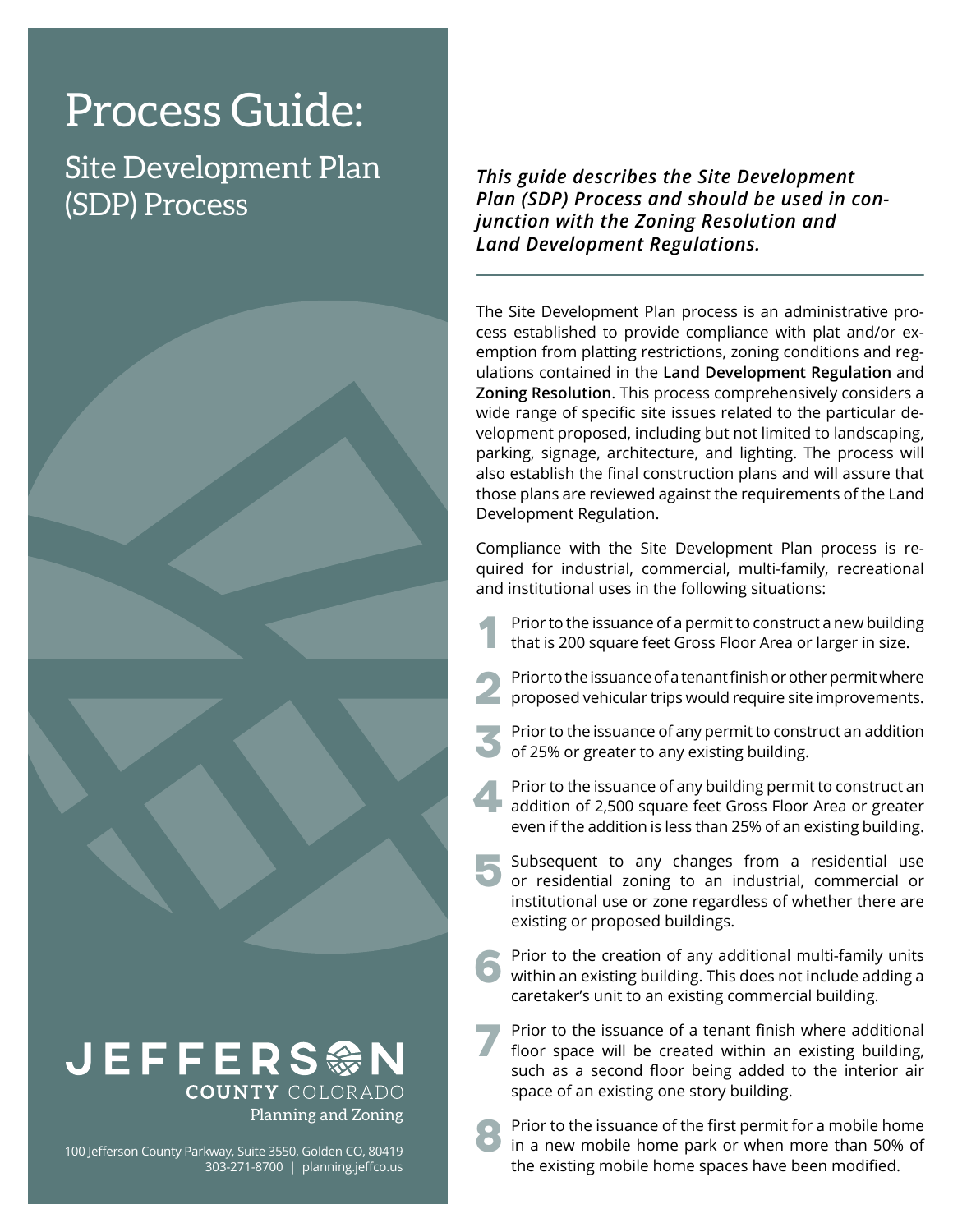# Process Guide:

## Site Development Plan (SDP) Process

**JEFFERSON COUNTY COLORADO**
Planning and Zoning

100 Jefferson County Parkway, Suite 3550, Golden CO, 80419
303-271-8700 | planning.jeffco.us

***This guide describes the Site Development Plan (SDP) Process and should be used in conjunction with the Zoning Resolution and Land Development Regulations.***

The Site Development Plan process is an administrative process established to provide compliance with plat and/or exemption from platting restrictions, zoning conditions and regulations contained in the **Land Development Regulation** and **Zoning Resolution**. This process comprehensively considers a wide range of specific site issues related to the particular development proposed, including but not limited to landscaping, parking, signage, architecture, and lighting. The process will also establish the final construction plans and will assure that those plans are reviewed against the requirements of the Land Development Regulation.

Compliance with the Site Development Plan process is required for industrial, commercial, multi-family, recreational and institutional uses in the following situations:

1. Prior to the issuance of a permit to construct a new building that is 200 square feet Gross Floor Area or larger in size.
2. Prior to the issuance of a tenant finish or other permit where proposed vehicular trips would require site improvements.
3. Prior to the issuance of any permit to construct an addition of 25% or greater to any existing building.
4. Prior to the issuance of any building permit to construct an addition of 2,500 square feet Gross Floor Area or greater even if the addition is less than 25% of an existing building.
5. Subsequent to any changes from a residential use or residential zoning to an industrial, commercial or institutional use or zone regardless of whether there are existing or proposed buildings.
6. Prior to the creation of any additional multi-family units within an existing building. This does not include adding a caretaker's unit to an existing commercial building.
7. Prior to the issuance of a tenant finish where additional floor space will be created within an existing building, such as a second floor being added to the interior air space of an existing one story building.
8. Prior to the issuance of the first permit for a mobile home in a new mobile home park or when more than 50% of the existing mobile home spaces have been modified.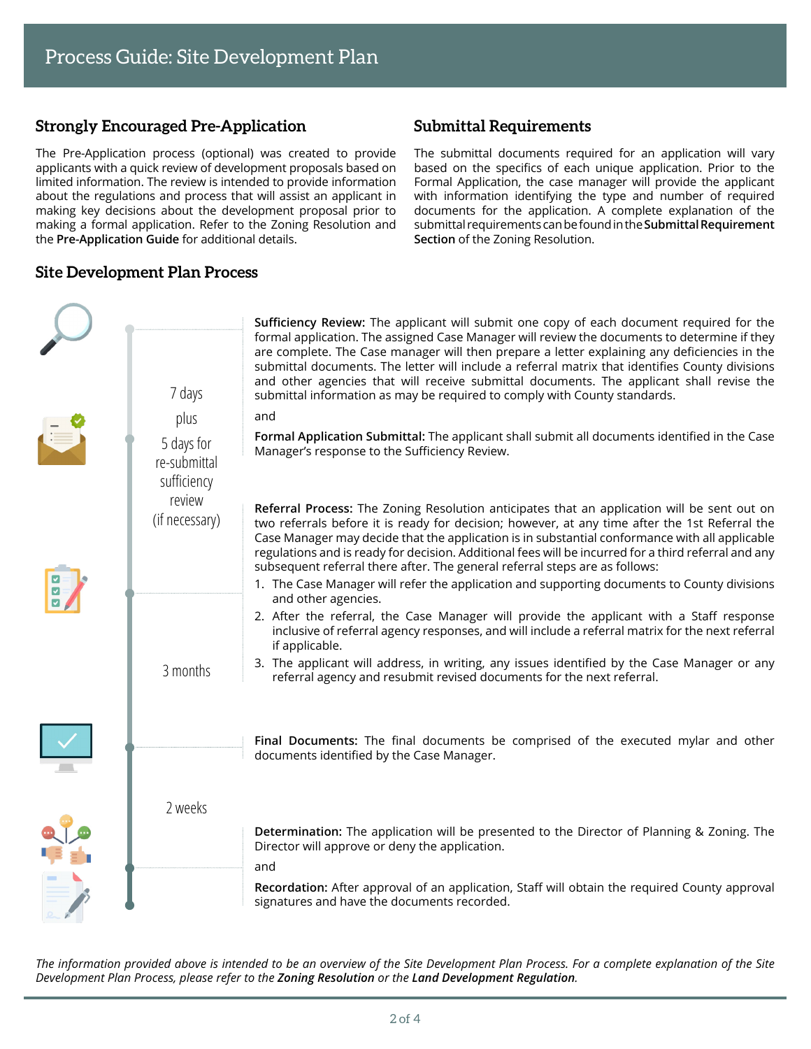# Process Guide: Site Development Plan

## Strongly Encouraged Pre-Application

The Pre-Application process (optional) was created to provide applicants with a quick review of development proposals based on limited information. The review is intended to provide information about the regulations and process that will assist an applicant in making key decisions about the development proposal prior to making a formal application. Refer to the Zoning Resolution and the **Pre-Application Guide** for additional details.

## Submittal Requirements

The submittal documents required for an application will vary based on the specifics of each unique application. Prior to the Formal Application, the case manager will provide the applicant with information identifying the type and number of required documents for the application. A complete explanation of the submittal requirements can be found in the **Submittal Requirement Section** of the Zoning Resolution.

## Site Development Plan Process

**Sufficiency Review:** The applicant will submit one copy of each document required for the formal application. The assigned Case Manager will review the documents to determine if they are complete. The Case manager will then prepare a letter explaining any deficiencies in the submittal documents. The letter will include a referral matrix that identifies County divisions and other agencies that will receive submittal documents. The applicant shall revise the submittal information as may be required to comply with County standards.

and

**Formal Application Submittal:** The applicant shall submit all documents identified in the Case Manager's response to the Sufficiency Review.

*7 days plus 5 days for re-submittal sufficiency review (if necessary)*

**Referral Process:** The Zoning Resolution anticipates that an application will be sent out on two referrals before it is ready for decision; however, at any time after the 1st Referral the Case Manager may decide that the application is in substantial conformance with all applicable regulations and is ready for decision. Additional fees will be incurred for a third referral and any subsequent referral there after. The general referral steps are as follows:

1. The Case Manager will refer the application and supporting documents to County divisions and other agencies.
2. After the referral, the Case Manager will provide the applicant with a Staff response inclusive of referral agency responses, and will include a referral matrix for the next referral if applicable.
3. The applicant will address, in writing, any issues identified by the Case Manager or any referral agency and resubmit revised documents for the next referral.

*3 months*

**Final Documents:** The final documents be comprised of the executed mylar and other documents identified by the Case Manager.

*2 weeks*

**Determination:** The application will be presented to the Director of Planning & Zoning. The Director will approve or deny the application.

and

**Recordation:** After approval of an application, Staff will obtain the required County approval signatures and have the documents recorded.

*The information provided above is intended to be an overview of the Site Development Plan Process. For a complete explanation of the Site Development Plan Process, please refer to the **Zoning Resolution** or the **Land Development Regulation**.*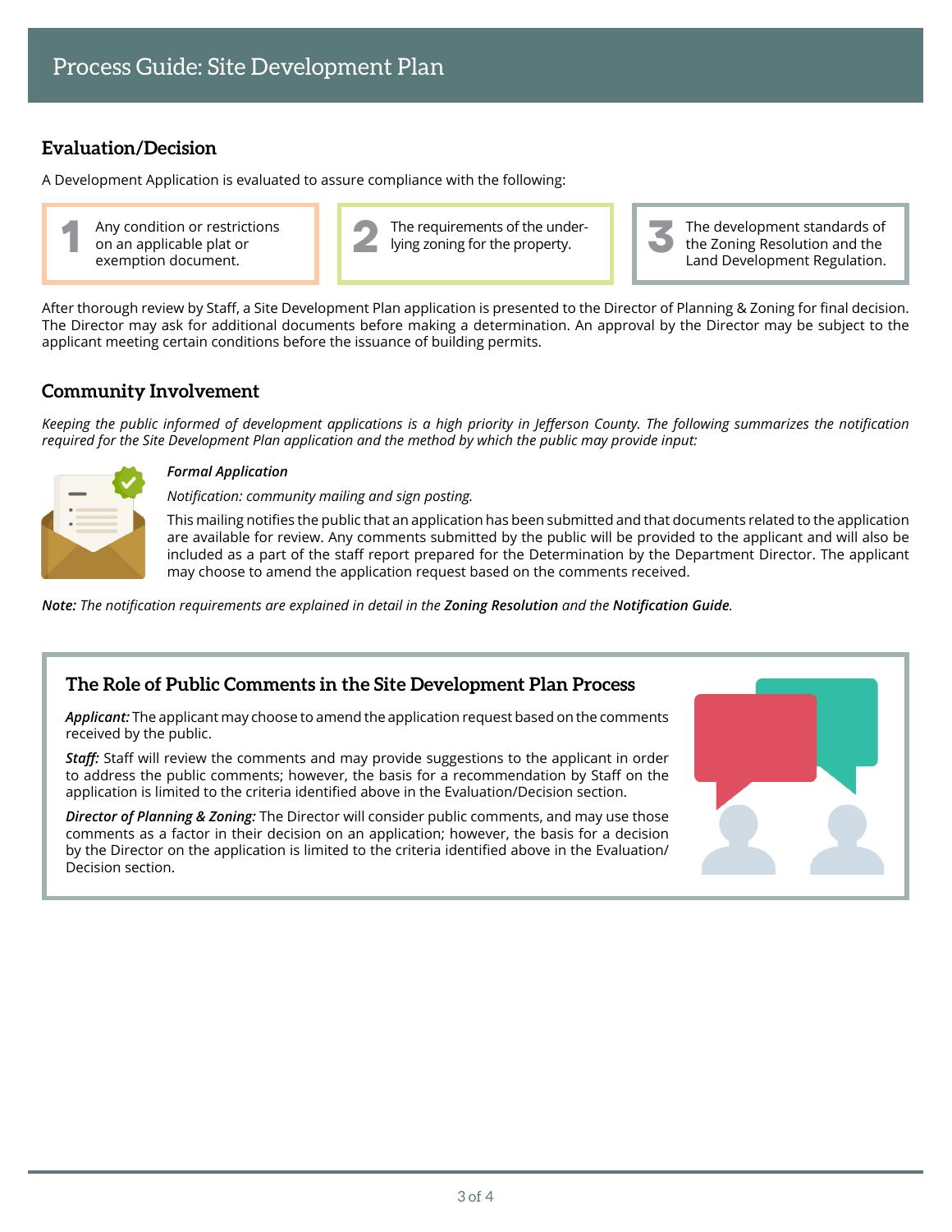# Process Guide: Site Development Plan

## Evaluation/Decision

A Development Application is evaluated to assure compliance with the following:

1. Any condition or restrictions on an applicable plat or exemption document.
2. The requirements of the underlying zoning for the property.
3. The development standards of the Zoning Resolution and the Land Development Regulation.

After thorough review by Staff, a Site Development Plan application is presented to the Director of Planning & Zoning for final decision. The Director may ask for additional documents before making a determination. An approval by the Director may be subject to the applicant meeting certain conditions before the issuance of building permits.

## Community Involvement

*Keeping the public informed of development applications is a high priority in Jefferson County. The following summarizes the notification required for the Site Development Plan application and the method by which the public may provide input:*

***Formal Application***

*Notification: community mailing and sign posting.*

This mailing notifies the public that an application has been submitted and that documents related to the application are available for review. Any comments submitted by the public will be provided to the applicant and will also be included as a part of the staff report prepared for the Determination by the Department Director. The applicant may choose to amend the application request based on the comments received.

***Note:*** *The notification requirements are explained in detail in the* ***Zoning Resolution*** *and the* ***Notification Guide****.*

## The Role of Public Comments in the Site Development Plan Process

***Applicant:*** The applicant may choose to amend the application request based on the comments received by the public.

***Staff:*** Staff will review the comments and may provide suggestions to the applicant in order to address the public comments; however, the basis for a recommendation by Staff on the application is limited to the criteria identified above in the Evaluation/Decision section.

***Director of Planning & Zoning:*** The Director will consider public comments, and may use those comments as a factor in their decision on an application; however, the basis for a decision by the Director on the application is limited to the criteria identified above in the Evaluation/Decision section.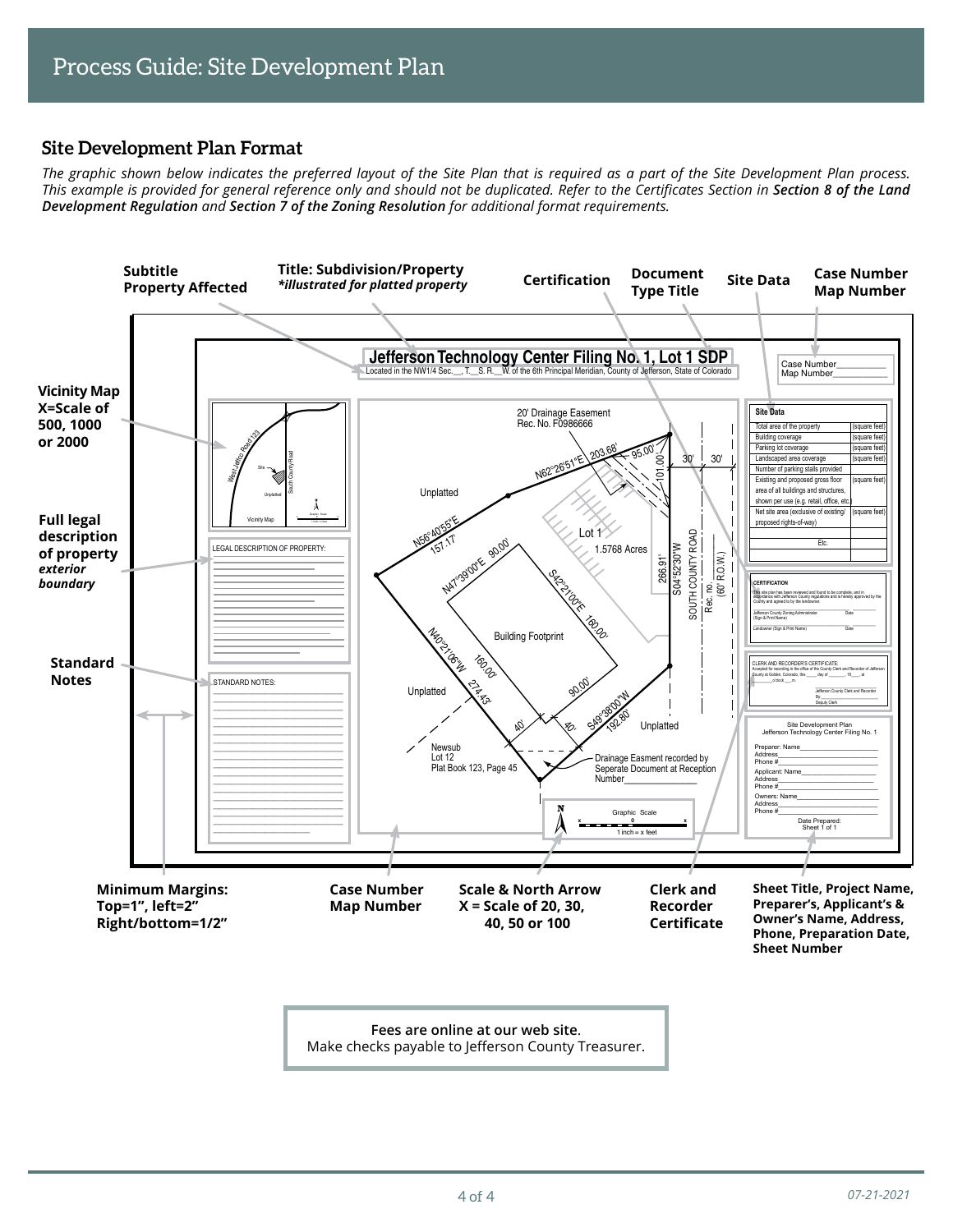# Process Guide: Site Development Plan

## Site Development Plan Format

*The graphic shown below indicates the preferred layout of the Site Plan that is required as a part of the Site Development Plan process. This example is provided for general reference only and should not be duplicated. Refer to the Certificates Section in **Section 8 of the Land Development Regulation** and **Section 7 of the Zoning Resolution** for additional format requirements.*

**Subtitle Property Affected**

**Title: Subdivision/Property** ***illustrated for platted property**

**Certification**

**Document Type Title**

**Site Data**

**Case Number Map Number**

**Vicinity Map X=Scale of 500, 1000 or 2000**

**Full legal description of property** ***exterior boundary***

**Standard Notes**

Jefferson Technology Center Filing No. 1, Lot 1 SDP

Located in the NW1/4 Sec.__, T.__S. R.__W. of the 6th Principal Meridian, County of Jefferson, State of Colorado

Case Number__________

Map Number__________

West Jeffco Road 123

Site

Unplatted

South County Road

Vicinity Map

LEGAL DESCRIPTION OF PROPERTY:

STANDARD NOTES:

20' Drainage Easement

Rec. No. F0986666

N62°26'51"E 203.68'

95.00'

101.00'

30'

30'

Unplatted

N56°40'55"E 157.17'

Lot 1

1.5768 Acres

N47°39'00"E 90.00'

S42°21'00"E 160.00'

266.91'

S04°52'30"W

SOUTH COUNTY ROAD

Rec. no. ______

(60' R.O.W.)

Building Footprint

N40°21'06"W 274.43'

160.00'

Unplatted

90.00'

40'

40'

S49°38'00"W 192.80'

Unplatted

Newsub

Lot 12

Plat Book 123, Page 45

Drainage Easment recorded by Seperate Document at Reception Number______________

N

Graphic Scale

1 inch = x feet

| Site Data | |
|---|---|
| Total area of the property | (square feet) |
| Building coverage | (square feet) |
| Parking lot coverage | (square feet) |
| Landscaped area coverage | (square feet) |
| Number of parking stalls provided | |
| Existing and proposed gross floor area of all buildings and structures, shown per use (e.g. retail, office, etc.) | (square feet) |
| Net site area (exclusive of existing/proposed rights-of-way) | (square feet) |
| | |
| Etc. | |

CERTIFICATION

This site plan has been reviewed and found to be complete, and in accordance with Jefferson County regulations and is hereby approved by the County and agreed to by the landowner.

Jefferson County Zoning Administrator (Sign & Print Name) Date

Landowner (Sign & Print Name) Date

CLERK AND RECORDER'S CERTIFICATE:

Accepted for recording in the office of the County Clerk and Recorder of Jefferson County at Golden, Colorado, this _____ day of ________, 19____, at ________o'clock ___.m.

Jefferson County Clerk and Recorder

By:______________

Deputy Clerk

Site Development Plan

Jefferson Technology Center Filing No. 1

Preparer: Name______________

Address______________

Phone #______________

Applicant: Name______________

Address______________

Phone #______________

Owners: Name______________

Address______________

Phone #______________

Date Prepared:

Sheet 1 of 1

**Minimum Margins: Top=1", left=2" Right/bottom=1/2"**

**Case Number Map Number**

**Scale & North Arrow X = Scale of 20, 30, 40, 50 or 100**

**Clerk and Recorder Certificate**

**Sheet Title, Project Name, Preparer's, Applicant's & Owner's Name, Address, Phone, Preparation Date, Sheet Number**

**Fees are online at our web site.**
Make checks payable to Jefferson County Treasurer.

07-21-2021